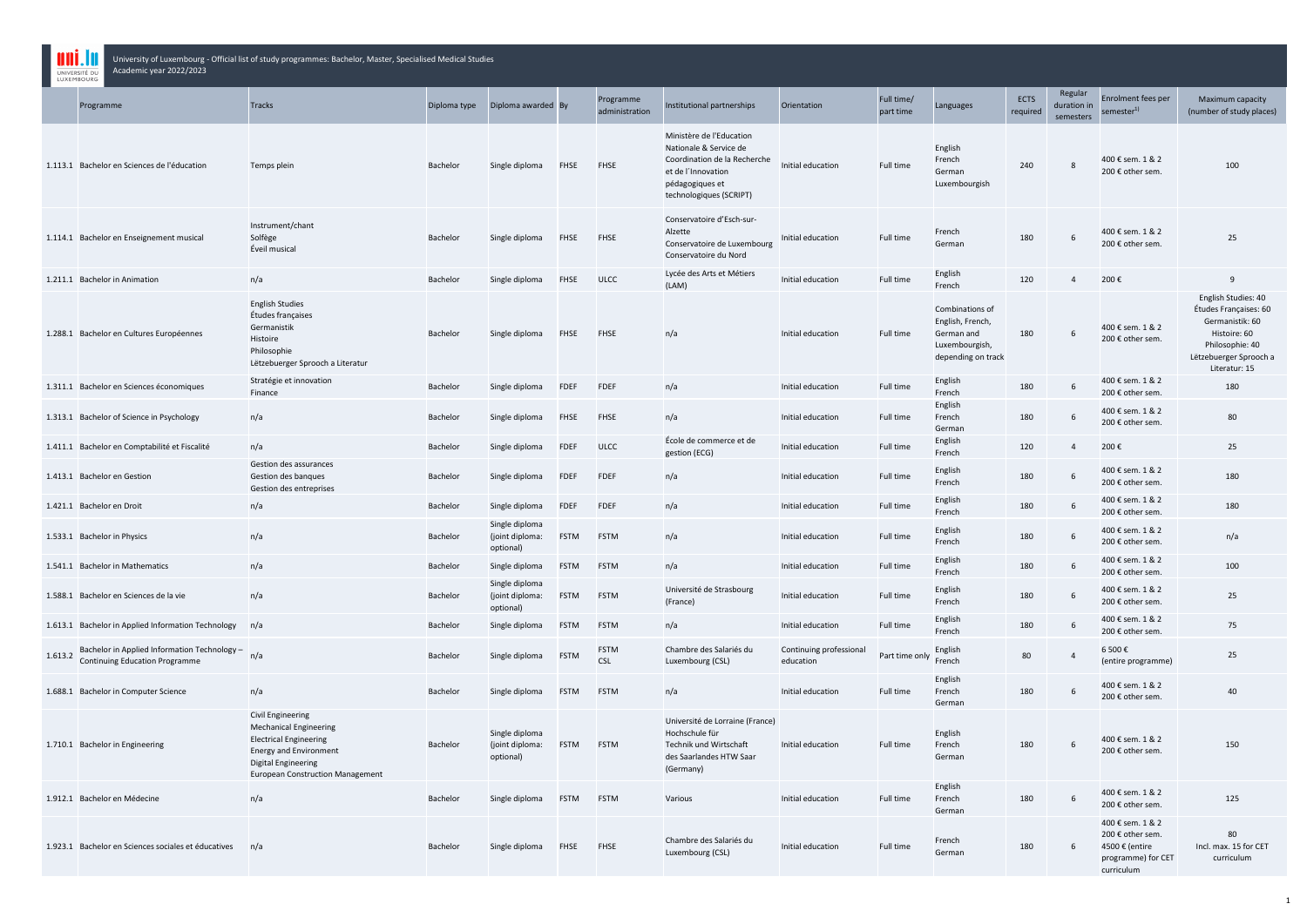University of Luxembourg - Official list of study programmes: Bachelor, Master, Specialised Medical Studies
Academic year 2022/2023

| | Programme | Tracks | Diploma type | Diploma awarded | By | Programme administration | Institutional partnerships | Orientation | Full time/ part time | Languages | ECTS required | Regular duration in semesters | Enrolment fees per semester[1] | Maximum capacity (number of study places) |
|---|---|---|---|---|---|---|---|---|---|---|---|---|---|---|
| 1.113.1 | Bachelor en Sciences de l'éducation | Temps plein | Bachelor | Single diploma | FHSE | FHSE | Ministère de l'Education Nationale & Service de Coordination de la Recherche et de l'Innovation pédagogiques et technologiques (SCRIPT) | Initial education | Full time | English French German Luxembourgish | 240 | 8 | 400 € sem. 1 & 2 200 € other sem. | 100 |
| 1.114.1 | Bachelor en Enseignement musical | Instrument/chant Solfège Éveil musical | Bachelor | Single diploma | FHSE | FHSE | Conservatoire d'Esch-sur-Alzette Conservatoire de Luxembourg Conservatoire du Nord | Initial education | Full time | French German | 180 | 6 | 400 € sem. 1 & 2 200 € other sem. | 25 |
| 1.211.1 | Bachelor in Animation | n/a | Bachelor | Single diploma | FHSE | ULCC | Lycée des Arts et Métiers (LAM) | Initial education | Full time | English French | 120 | 4 | 200 € | 9 |
| 1.288.1 | Bachelor en Cultures Européennes | English Studies Études françaises Germanistik Histoire Philosophie Lëtzebuerger Sprooch a Literatur | Bachelor | Single diploma | FHSE | FHSE | n/a | Initial education | Full time | Combinations of English, French, German and Luxembourgish, depending on track | 180 | 6 | 400 € sem. 1 & 2 200 € other sem. | English Studies: 40 Études Françaises: 60 Germanistik: 60 Histoire: 60 Philosophie: 40 Lëtzebuerger Sprooch a Literatur: 15 |
| 1.311.1 | Bachelor en Sciences économiques | Stratégie et innovation Finance | Bachelor | Single diploma | FDEF | FDEF | n/a | Initial education | Full time | English French | 180 | 6 | 400 € sem. 1 & 2 200 € other sem. | 180 |
| 1.313.1 | Bachelor of Science in Psychology | n/a | Bachelor | Single diploma | FHSE | FHSE | n/a | Initial education | Full time | English French German | 180 | 6 | 400 € sem. 1 & 2 200 € other sem. | 80 |
| 1.411.1 | Bachelor en Comptabilité et Fiscalité | n/a | Bachelor | Single diploma | FDEF | ULCC | École de commerce et de gestion (ECG) | Initial education | Full time | English French | 120 | 4 | 200 € | 25 |
| 1.413.1 | Bachelor en Gestion | Gestion des assurances Gestion des banques Gestion des entreprises | Bachelor | Single diploma | FDEF | FDEF | n/a | Initial education | Full time | English French | 180 | 6 | 400 € sem. 1 & 2 200 € other sem. | 180 |
| 1.421.1 | Bachelor en Droit | n/a | Bachelor | Single diploma | FDEF | FDEF | n/a | Initial education | Full time | English French | 180 | 6 | 400 € sem. 1 & 2 200 € other sem. | 180 |
| 1.533.1 | Bachelor in Physics | n/a | Bachelor | Single diploma (joint diploma: optional) | FSTM | FSTM | n/a | Initial education | Full time | English French | 180 | 6 | 400 € sem. 1 & 2 200 € other sem. | n/a |
| 1.541.1 | Bachelor in Mathematics | n/a | Bachelor | Single diploma | FSTM | FSTM | n/a | Initial education | Full time | English French | 180 | 6 | 400 € sem. 1 & 2 200 € other sem. | 100 |
| 1.588.1 | Bachelor en Sciences de la vie | n/a | Bachelor | Single diploma (joint diploma: optional) | FSTM | FSTM | Université de Strasbourg (France) | Initial education | Full time | English French | 180 | 6 | 400 € sem. 1 & 2 200 € other sem. | 25 |
| 1.613.1 | Bachelor in Applied Information Technology | n/a | Bachelor | Single diploma | FSTM | FSTM | n/a | Initial education | Full time | English French | 180 | 6 | 400 € sem. 1 & 2 200 € other sem. | 75 |
| 1.613.2 | Bachelor in Applied Information Technology – Continuing Education Programme | n/a | Bachelor | Single diploma | FSTM | FSTM CSL | Chambre des Salariés du Luxembourg (CSL) | Continuing professional education | Part time only | English French | 80 | 4 | 6 500 € (entire programme) | 25 |
| 1.688.1 | Bachelor in Computer Science | n/a | Bachelor | Single diploma | FSTM | FSTM | n/a | Initial education | Full time | English French German | 180 | 6 | 400 € sem. 1 & 2 200 € other sem. | 40 |
| 1.710.1 | Bachelor in Engineering | Civil Engineering Mechanical Engineering Electrical Engineering Energy and Environment Digital Engineering European Construction Management | Bachelor | Single diploma (joint diploma: optional) | FSTM | FSTM | Université de Lorraine (France) Hochschule für Technik und Wirtschaft des Saarlandes HTW Saar (Germany) | Initial education | Full time | English French German | 180 | 6 | 400 € sem. 1 & 2 200 € other sem. | 150 |
| 1.912.1 | Bachelor en Médecine | n/a | Bachelor | Single diploma | FSTM | FSTM | Various | Initial education | Full time | English French German | 180 | 6 | 400 € sem. 1 & 2 200 € other sem. | 125 |
| 1.923.1 | Bachelor en Sciences sociales et éducatives | n/a | Bachelor | Single diploma | FHSE | FHSE | Chambre des Salariés du Luxembourg (CSL) | Initial education | Full time | French German | 180 | 6 | 400 € sem. 1 & 2 200 € other sem. 4500 € (entire programme) for CET curriculum | 80 Incl. max. 15 for CET curriculum |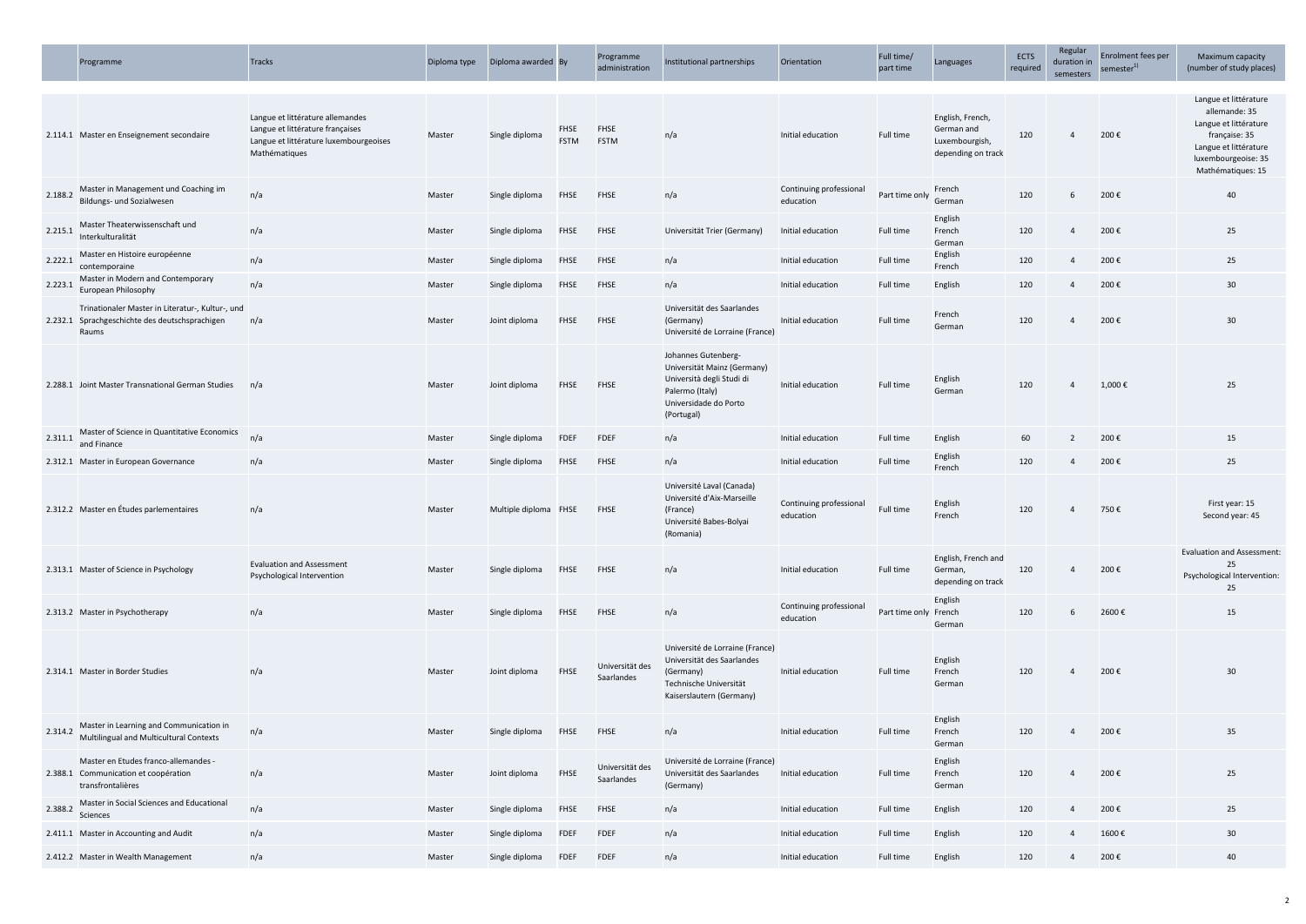| | Programme | Tracks | Diploma type | Diploma awarded | By | Programme administration | Institutional partnerships | Orientation | Full time/ part time | Languages | ECTS required | Regular duration in semesters | Enrolment fees per semester[1] | Maximum capacity (number of study places) |
|---|---|---|---|---|---|---|---|---|---|---|---|---|---|---|
| 2.114.1 | Master en Enseignement secondaire | Langue et littérature allemandes<br>Langue et littérature françaises<br>Langue et littérature luxembourgeoises<br>Mathématiques | Master | Single diploma | FHSE<br>FSTM | FHSE<br>FSTM | n/a | Initial education | Full time | English, French, German and Luxembourgish, depending on track | 120 | 4 | 200 € | Langue et littérature allemande: 35<br>Langue et littérature française: 35<br>Langue et littérature luxembourgeoise: 35<br>Mathématiques: 15 |
| 2.188.2 | Master in Management und Coaching im Bildungs- und Sozialwesen | n/a | Master | Single diploma | FHSE | FHSE | n/a | Continuing professional education | Part time only | French<br>German | 120 | 6 | 200 € | 40 |
| 2.215.1 | Master Theaterwissenschaft und Interkulturalität | n/a | Master | Single diploma | FHSE | FHSE | Universität Trier (Germany) | Initial education | Full time | English<br>French<br>German | 120 | 4 | 200 € | 25 |
| 2.222.1 | Master en Histoire européenne contemporaine | n/a | Master | Single diploma | FHSE | FHSE | n/a | Initial education | Full time | English<br>French | 120 | 4 | 200 € | 25 |
| 2.223.1 | Master in Modern and Contemporary European Philosophy | n/a | Master | Single diploma | FHSE | FHSE | n/a | Initial education | Full time | English | 120 | 4 | 200 € | 30 |
| 2.232.1 | Trinationaler Master in Literatur-, Kultur-, und Sprachgeschichte des deutschsprachigen Raums | n/a | Master | Joint diploma | FHSE | FHSE | Universität des Saarlandes (Germany)<br>Université de Lorraine (France) | Initial education | Full time | French<br>German | 120 | 4 | 200 € | 30 |
| 2.288.1 | Joint Master Transnational German Studies | n/a | Master | Joint diploma | FHSE | FHSE | Johannes Gutenberg-Universität Mainz (Germany)<br>Università degli Studi di Palermo (Italy)<br>Universidade do Porto (Portugal) | Initial education | Full time | English<br>German | 120 | 4 | 1,000 € | 25 |
| 2.311.1 | Master of Science in Quantitative Economics and Finance | n/a | Master | Single diploma | FDEF | FDEF | n/a | Initial education | Full time | English | 60 | 2 | 200 € | 15 |
| 2.312.1 | Master in European Governance | n/a | Master | Single diploma | FHSE | FHSE | n/a | Initial education | Full time | English<br>French | 120 | 4 | 200 € | 25 |
| 2.312.2 | Master en Études parlementaires | n/a | Master | Multiple diploma | FHSE | FHSE | Université Laval (Canada)<br>Université d'Aix-Marseille (France)<br>Université Babes-Bolyai (Romania) | Continuing professional education | Full time | English<br>French | 120 | 4 | 750 € | First year: 15<br>Second year: 45 |
| 2.313.1 | Master of Science in Psychology | Evaluation and Assessment<br>Psychological Intervention | Master | Single diploma | FHSE | FHSE | n/a | Initial education | Full time | English, French and German, depending on track | 120 | 4 | 200 € | Evaluation and Assessment: 25<br>Psychological Intervention: 25 |
| 2.313.2 | Master in Psychotherapy | n/a | Master | Single diploma | FHSE | FHSE | n/a | Continuing professional education | Part time only | English<br>French<br>German | 120 | 6 | 2600 € | 15 |
| 2.314.1 | Master in Border Studies | n/a | Master | Joint diploma | FHSE | Universität des Saarlandes | Université de Lorraine (France)<br>Universität des Saarlandes (Germany)<br>Technische Universität Kaiserslautern (Germany) | Initial education | Full time | English<br>French<br>German | 120 | 4 | 200 € | 30 |
| 2.314.2 | Master in Learning and Communication in Multilingual and Multicultural Contexts | n/a | Master | Single diploma | FHSE | FHSE | n/a | Initial education | Full time | English<br>French<br>German | 120 | 4 | 200 € | 35 |
| 2.388.1 | Master en Etudes franco-allemandes - Communication et coopération transfrontalières | n/a | Master | Joint diploma | FHSE | Universität des Saarlandes | Université de Lorraine (France)<br>Universität des Saarlandes (Germany) | Initial education | Full time | English<br>French<br>German | 120 | 4 | 200 € | 25 |
| 2.388.2 | Master in Social Sciences and Educational Sciences | n/a | Master | Single diploma | FHSE | FHSE | n/a | Initial education | Full time | English | 120 | 4 | 200 € | 25 |
| 2.411.1 | Master in Accounting and Audit | n/a | Master | Single diploma | FDEF | FDEF | n/a | Initial education | Full time | English | 120 | 4 | 1600 € | 30 |
| 2.412.2 | Master in Wealth Management | n/a | Master | Single diploma | FDEF | FDEF | n/a | Initial education | Full time | English | 120 | 4 | 200 € | 40 |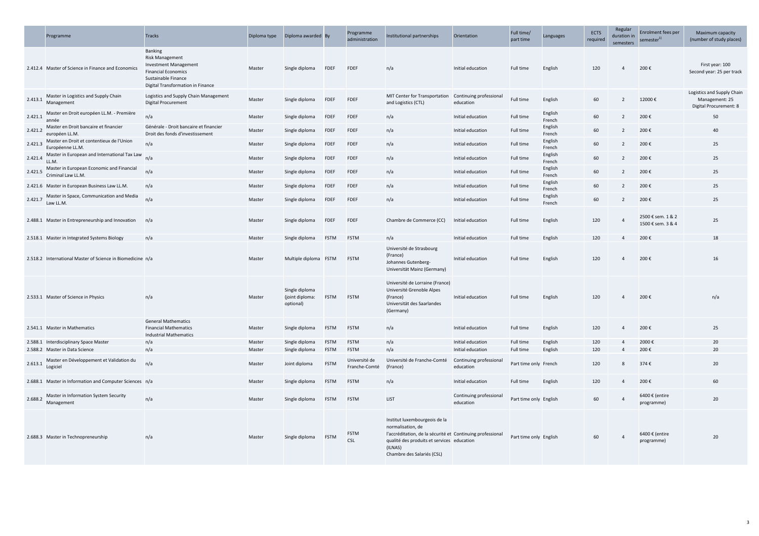| | Programme | Tracks | Diploma type | Diploma awarded | By | Programme administration | Institutional partnerships | Orientation | Full time/ part time | Languages | ECTS required | Regular duration in semesters | Enrolment fees per semester[1] | Maximum capacity (number of study places) |
|---|---|---|---|---|---|---|---|---|---|---|---|---|---|---|
| 2.412.4 | Master of Science in Finance and Economics | Banking<br>Risk Management<br>Investment Management<br>Financial Economics<br>Sustainable Finance<br>Digital Transformation in Finance | Master | Single diploma | FDEF | FDEF | n/a | Initial education | Full time | English | 120 | 4 | 200 € | First year: 100<br>Second year: 25 per track |
| 2.413.1 | Master in Logistics and Supply Chain Management | Logistics and Supply Chain Management<br>Digital Procurement | Master | Single diploma | FDEF | FDEF | MIT Center for Transportation and Logistics (CTL) | Continuing professional education | Full time | English | 60 | 2 | 12000 € | Logistics and Supply Chain Management: 25<br>Digital Procurement: 8 |
| 2.421.1 | Master en Droit européen LL.M. - Première année | n/a | Master | Single diploma | FDEF | FDEF | n/a | Initial education | Full time | English<br>French | 60 | 2 | 200 € | 50 |
| 2.421.2 | Master en Droit bancaire et financier européen LL.M. | Générale - Droit bancaire et financier<br>Droit des fonds d'investissement | Master | Single diploma | FDEF | FDEF | n/a | Initial education | Full time | English<br>French | 60 | 2 | 200 € | 40 |
| 2.421.3 | Master en Droit et contentieux de l'Union Européenne LL.M. | n/a | Master | Single diploma | FDEF | FDEF | n/a | Initial education | Full time | English<br>French | 60 | 2 | 200 € | 25 |
| 2.421.4 | Master in European and International Tax Law LL.M. | n/a | Master | Single diploma | FDEF | FDEF | n/a | Initial education | Full time | English<br>French | 60 | 2 | 200 € | 25 |
| 2.421.5 | Master in European Economic and Financial Criminal Law LL.M. | n/a | Master | Single diploma | FDEF | FDEF | n/a | Initial education | Full time | English<br>French | 60 | 2 | 200 € | 25 |
| 2.421.6 | Master in European Business Law LL.M. | n/a | Master | Single diploma | FDEF | FDEF | n/a | Initial education | Full time | English<br>French | 60 | 2 | 200 € | 25 |
| 2.421.7 | Master in Space, Communication and Media Law LL.M. | n/a | Master | Single diploma | FDEF | FDEF | n/a | Initial education | Full time | English<br>French | 60 | 2 | 200 € | 25 |
| 2.488.1 | Master in Entrepreneurship and Innovation | n/a | Master | Single diploma | FDEF | FDEF | Chambre de Commerce (CC) | Initial education | Full time | English | 120 | 4 | 2500 € sem. 1 & 2<br>1500 € sem. 3 & 4 | 25 |
| 2.518.1 | Master in Integrated Systems Biology | n/a | Master | Single diploma | FSTM | FSTM | n/a | Initial education | Full time | English | 120 | 4 | 200 € | 18 |
| 2.518.2 | International Master of Science in Biomedicine | n/a | Master | Multiple diploma | FSTM | FSTM | Université de Strasbourg (France)<br>Johannes Gutenberg-Universität Mainz (Germany) | Initial education | Full time | English | 120 | 4 | 200 € | 16 |
| 2.533.1 | Master of Science in Physics | n/a | Master | Single diploma (joint diploma: optional) | FSTM | FSTM | Université de Lorraine (France)<br>Université Grenoble Alpes (France)<br>Universität des Saarlandes (Germany) | Initial education | Full time | English | 120 | 4 | 200 € | n/a |
| 2.541.1 | Master in Mathematics | General Mathematics<br>Financial Mathematics<br>Industrial Mathematics | Master | Single diploma | FSTM | FSTM | n/a | Initial education | Full time | English | 120 | 4 | 200 € | 25 |
| 2.588.1 | Interdisciplinary Space Master | n/a | Master | Single diploma | FSTM | FSTM | n/a | Initial education | Full time | English | 120 | 4 | 2000 € | 20 |
| 2.588.2 | Master in Data Science | n/a | Master | Single diploma | FSTM | FSTM | n/a | Initial education | Full time | English | 120 | 4 | 200 € | 20 |
| 2.613.1 | Master en Développement et Validation du Logiciel | n/a | Master | Joint diploma | FSTM | Université de Franche-Comté | Université de Franche-Comté (France) | Continuing professional education | Part time only | French | 120 | 8 | 374 € | 20 |
| 2.688.1 | Master in Information and Computer Sciences | n/a | Master | Single diploma | FSTM | FSTM | n/a | Initial education | Full time | English | 120 | 4 | 200 € | 60 |
| 2.688.2 | Master in Information System Security Management | n/a | Master | Single diploma | FSTM | FSTM | LIST | Continuing professional education | Part time only | English | 60 | 4 | 6400 € (entire programme) | 20 |
| 2.688.3 | Master in Technopreneurship | n/a | Master | Single diploma | FSTM | FSTM<br>CSL | Institut luxembourgeois de la normalisation, de l'accréditation, de la sécurité et qualité des produits et services (ILNAS)<br>Chambre des Salariés (CSL) | Continuing professional education | Part time only | English | 60 | 4 | 6400 € (entire programme) | 20 |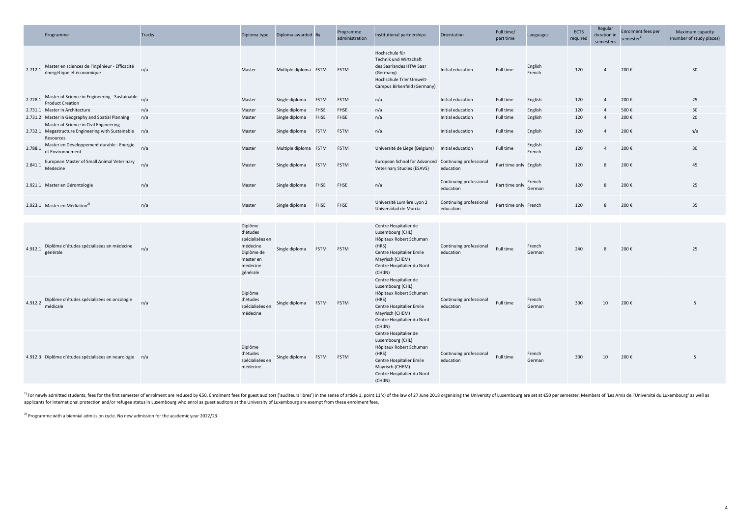| | Programme | Tracks | Diploma type | Diploma awarded | By | Programme administration | Institutional partnerships | Orientation | Full time/ part time | Languages | ECTS required | Regular duration in semesters | Enrolment fees per semester[1] | Maximum capacity (number of study places) |
|---|---|---|---|---|---|---|---|---|---|---|---|---|---|---|
| 2.712.1 | Master en sciences de l'ingénieur - Efficacité énergétique et économique | n/a | Master | Multiple diploma | FSTM | FSTM | Hochschule für Technik und Wirtschaft des Saarlandes HTW Saar (Germany)<br>Hochschule Trier Umwelt-Campus Birkenfeld (Germany) | Initial education | Full time | English<br>French | 120 | 4 | 200 € | 30 |
| 2.728.1 | Master of Science in Engineering - Sustainable Product Creation | n/a | Master | Single diploma | FSTM | FSTM | n/a | Initial education | Full time | English | 120 | 4 | 200 € | 25 |
| 2.731.1 | Master in Architecture | n/a | Master | Single diploma | FHSE | FHSE | n/a | Initial education | Full time | English | 120 | 4 | 500 € | 30 |
| 2.731.2 | Master in Geography and Spatial Planning | n/a | Master | Single diploma | FHSE | FHSE | n/a | Initial education | Full time | English | 120 | 4 | 200 € | 20 |
| 2.732.1 | Master of Science in Civil Engineering - Megastructure Engineering with Sustainable Resources | n/a | Master | Single diploma | FSTM | FSTM | n/a | Initial education | Full time | English | 120 | 4 | 200 € | n/a |
| 2.788.1 | Master en Développement durable - Energie et Environnement | n/a | Master | Multiple diploma | FSTM | FSTM | Université de Liège (Belgium) | Initial education | Full time | English<br>French | 120 | 4 | 200 € | 30 |
| 2.841.1 | European Master of Small Animal Veterinary Medecine | n/a | Master | Single diploma | FSTM | FSTM | European School for Advanced Veterinary Studies (ESAVS) | Continuing professional education | Part time only | English | 120 | 8 | 200 € | 45 |
| 2.921.1 | Master en Gérontologie | n/a | Master | Single diploma | FHSE | FHSE | n/a | Continuing professional education | Part time only | French<br>German | 120 | 8 | 200 € | 25 |
| 2.923.1 | Master en Médiation[2] | n/a | Master | Single diploma | FHSE | FHSE | Université Lumière Lyon 2<br>Universidad de Murcia | Continuing professional education | Part time only | French | 120 | 8 | 200 € | 35 |
| 4.912.1 | Diplôme d'études spécialisées en médecine générale | n/a | Diplôme d'études spécialisées en médecine<br>Diplôme de master en médecine générale | Single diploma | FSTM | FSTM | Centre Hospitalier de Luxembourg (CHL)<br>Hôpitaux Robert Schuman (HRS)<br>Centre Hospitalier Emile Mayrisch (CHEM)<br>Centre Hospitalier du Nord (CHdN) | Continuing professional education | Full time | French<br>German | 240 | 8 | 200 € | 25 |
| 4.912.2 | Diplôme d'études spécialisées en oncologie médicale | n/a | Diplôme d'études spécialisées en médecine | Single diploma | FSTM | FSTM | Centre Hospitalier de Luxembourg (CHL)<br>Hôpitaux Robert Schuman (HRS)<br>Centre Hospitalier Emile Mayrisch (CHEM)<br>Centre Hospitalier du Nord (CHdN) | Continuing professional education | Full time | French<br>German | 300 | 10 | 200 € | 5 |
| 4.912.3 | Diplôme d'études spécialisées en neurologie | n/a | Diplôme d'études spécialisées en médecine | Single diploma | FSTM | FSTM | Centre Hospitalier de Luxembourg (CHL)<br>Hôpitaux Robert Schuman (HRS)<br>Centre Hospitalier Emile Mayrisch (CHEM)<br>Centre Hospitalier du Nord (CHdN) | Continuing professional education | Full time | French<br>German | 300 | 10 | 200 € | 5 |

[1] For newly admitted students, fees for the first semester of enrolment are reduced by €50. Enrolment fees for guest auditors ('auditeurs libres') in the sense of article 1, point 11°c) of the law of 27 June 2018 organising the University of Luxembourg are set at €50 per semester. Members of 'Les Amis de l'Université du Luxembourg' as well as applicants for international protection and/or refugee status in Luxembourg who enrol as guest auditors at the University of Luxembourg are exempt from these enrolment fees.

[2] Programme with a biennial admission cycle. No new admission for the academic year 2022/23.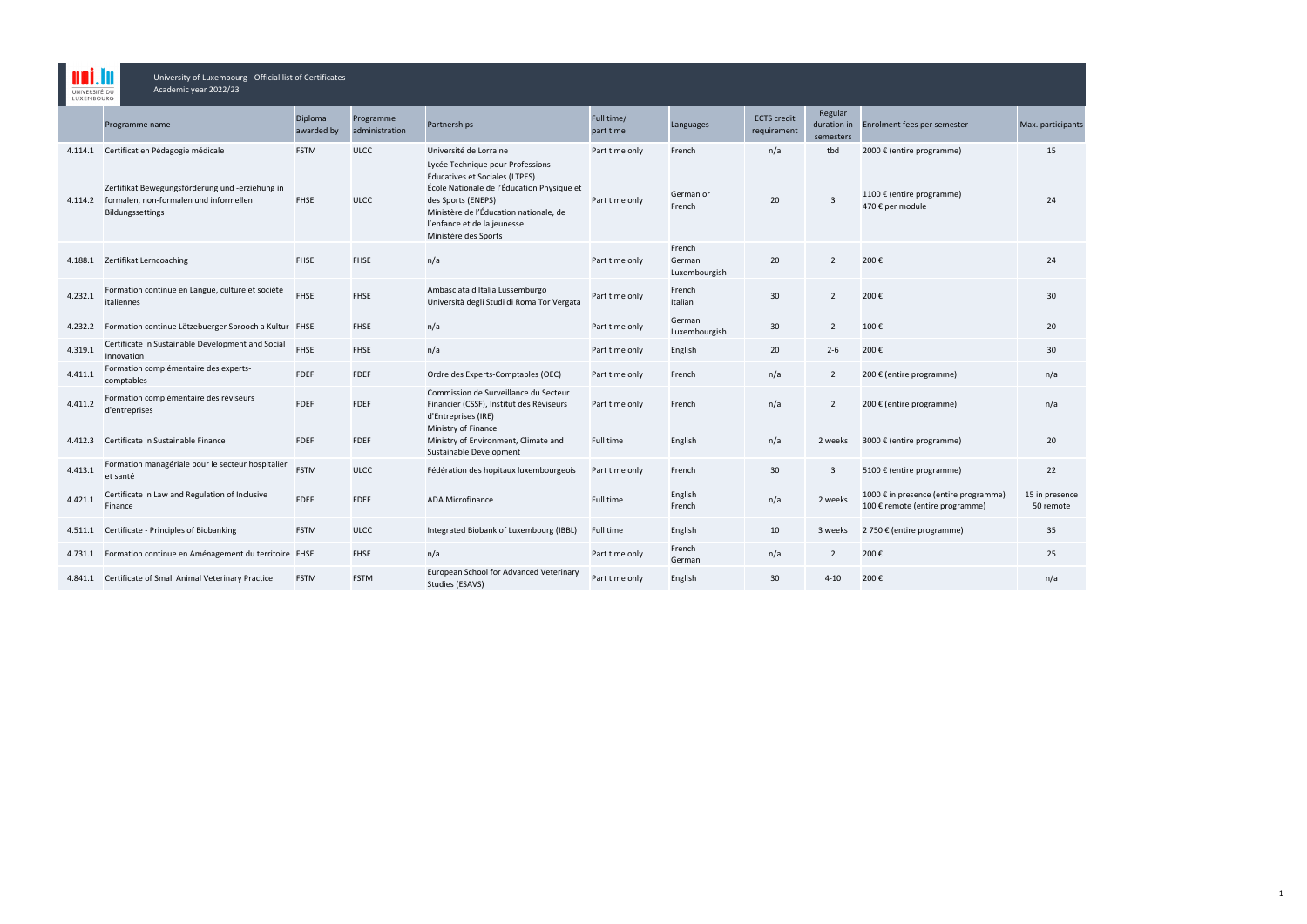University of Luxembourg - Official list of Certificates
Academic year 2022/23

| | Programme name | Diploma awarded by | Programme administration | Partnerships | Full time/ part time | Languages | ECTS credit requirement | Regular duration in semesters | Enrolment fees per semester | Max. participants |
|---|---|---|---|---|---|---|---|---|---|---|
| 4.114.1 | Certificat en Pédagogie médicale | FSTM | ULCC | Université de Lorraine | Part time only | French | n/a | tbd | 2000 € (entire programme) | 15 |
| 4.114.2 | Zertifikat Bewegungsförderung und -erziehung in formalen, non-formalen und informellen Bildungssettings | FHSE | ULCC | Lycée Technique pour Professions Éducatives et Sociales (LTPES)<br>École Nationale de l'Éducation Physique et des Sports (ENEPS)<br>Ministère de l'Éducation nationale, de l'enfance et de la jeunesse<br>Ministère des Sports | Part time only | German or French | 20 | 3 | 1100 € (entire programme)<br>470 € per module | 24 |
| 4.188.1 | Zertifikat Lerncoaching | FHSE | FHSE | n/a | Part time only | French<br>German<br>Luxembourgish | 20 | 2 | 200 € | 24 |
| 4.232.1 | Formation continue en Langue, culture et société italiennes | FHSE | FHSE | Ambasciata d'Italia Lussemburgo<br>Università degli Studi di Roma Tor Vergata | Part time only | French<br>Italian | 30 | 2 | 200 € | 30 |
| 4.232.2 | Formation continue Lëtzebuerger Sprooch a Kultur | FHSE | FHSE | n/a | Part time only | German<br>Luxembourgish | 30 | 2 | 100 € | 20 |
| 4.319.1 | Certificate in Sustainable Development and Social Innovation | FHSE | FHSE | n/a | Part time only | English | 20 | 2-6 | 200 € | 30 |
| 4.411.1 | Formation complémentaire des experts-comptables | FDEF | FDEF | Ordre des Experts-Comptables (OEC) | Part time only | French | n/a | 2 | 200 € (entire programme) | n/a |
| 4.411.2 | Formation complémentaire des réviseurs d'entreprises | FDEF | FDEF | Commission de Surveillance du Secteur Financier (CSSF), Institut des Réviseurs d'Entreprises (IRE) | Part time only | French | n/a | 2 | 200 € (entire programme) | n/a |
| 4.412.3 | Certificate in Sustainable Finance | FDEF | FDEF | Ministry of Finance<br>Ministry of Environment, Climate and Sustainable Development | Full time | English | n/a | 2 weeks | 3000 € (entire programme) | 20 |
| 4.413.1 | Formation managériale pour le secteur hospitalier et santé | FSTM | ULCC | Fédération des hopitaux luxembourgeois | Part time only | French | 30 | 3 | 5100 € (entire programme) | 22 |
| 4.421.1 | Certificate in Law and Regulation of Inclusive Finance | FDEF | FDEF | ADA Microfinance | Full time | English<br>French | n/a | 2 weeks | 1000 € in presence (entire programme)<br>100 € remote (entire programme) | 15 in presence<br>50 remote |
| 4.511.1 | Certificate - Principles of Biobanking | FSTM | ULCC | Integrated Biobank of Luxembourg (IBBL) | Full time | English | 10 | 3 weeks | 2 750 € (entire programme) | 35 |
| 4.731.1 | Formation continue en Aménagement du territoire | FHSE | FHSE | n/a | Part time only | French<br>German | n/a | 2 | 200 € | 25 |
| 4.841.1 | Certificate of Small Animal Veterinary Practice | FSTM | FSTM | European School for Advanced Veterinary Studies (ESAVS) | Part time only | English | 30 | 4-10 | 200 € | n/a |